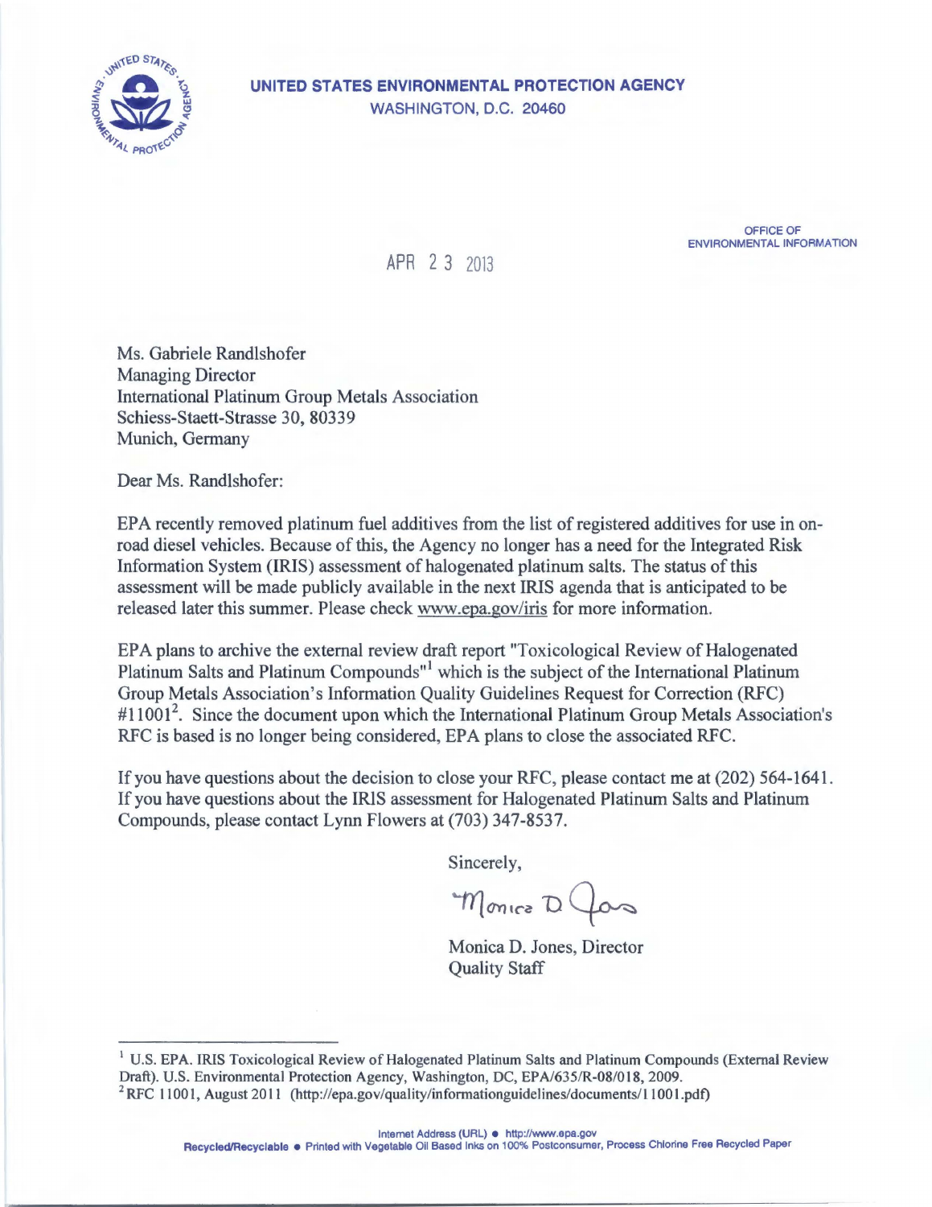**UNITED STATES ENVIRONMENTAL PROTECTION AGENCY**
WASHINGTON, D.C. 20460

OFFICE OF
ENVIRONMENTAL INFORMATION

APR 23 2013

Ms. Gabriele Randlshofer
Managing Director
International Platinum Group Metals Association
Schiess-Staett-Strasse 30, 80339
Munich, Germany

Dear Ms. Randlshofer:

EPA recently removed platinum fuel additives from the list of registered additives for use in on-road diesel vehicles. Because of this, the Agency no longer has a need for the Integrated Risk Information System (IRIS) assessment of halogenated platinum salts. The status of this assessment will be made publicly available in the next IRIS agenda that is anticipated to be released later this summer. Please check www.epa.gov/iris for more information.

EPA plans to archive the external review draft report "Toxicological Review of Halogenated Platinum Salts and Platinum Compounds"[1] which is the subject of the International Platinum Group Metals Association's Information Quality Guidelines Request for Correction (RFC) #11001[2]. Since the document upon which the International Platinum Group Metals Association's RFC is based is no longer being considered, EPA plans to close the associated RFC.

If you have questions about the decision to close your RFC, please contact me at (202) 564-1641. If you have questions about the IRIS assessment for Halogenated Platinum Salts and Platinum Compounds, please contact Lynn Flowers at (703) 347-8537.

Sincerely,

Monica D. Jones, Director
Quality Staff

---

[1] U.S. EPA. IRIS Toxicological Review of Halogenated Platinum Salts and Platinum Compounds (External Review Draft). U.S. Environmental Protection Agency, Washington, DC, EPA/635/R-08/018, 2009.

[2] RFC 11001, August 2011 (http://epa.gov/quality/informationguidelines/documents/11001.pdf)

Internet Address (URL) • http://www.epa.gov
Recycled/Recyclable • Printed with Vegetable Oil Based Inks on 100% Postconsumer, Process Chlorine Free Recycled Paper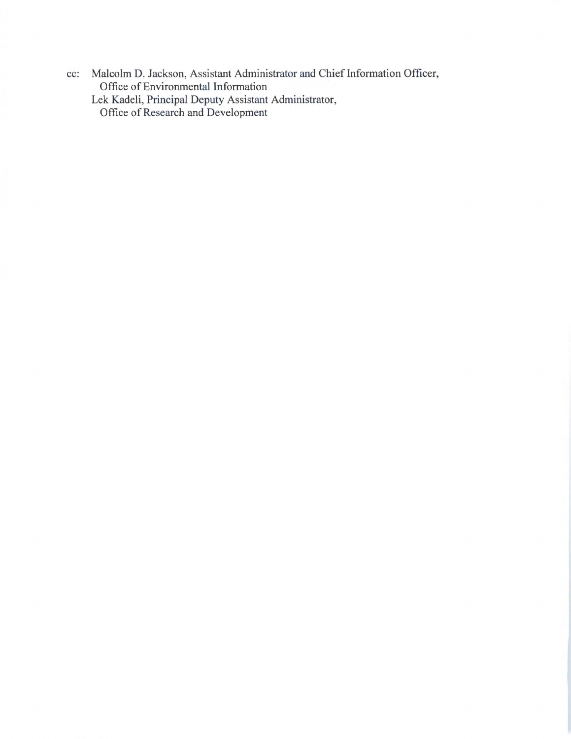cc: Malcolm D. Jackson, Assistant Administrator and Chief Information Officer,
Office of Environmental Information
Lek Kadeli, Principal Deputy Assistant Administrator,
Office of Research and Development